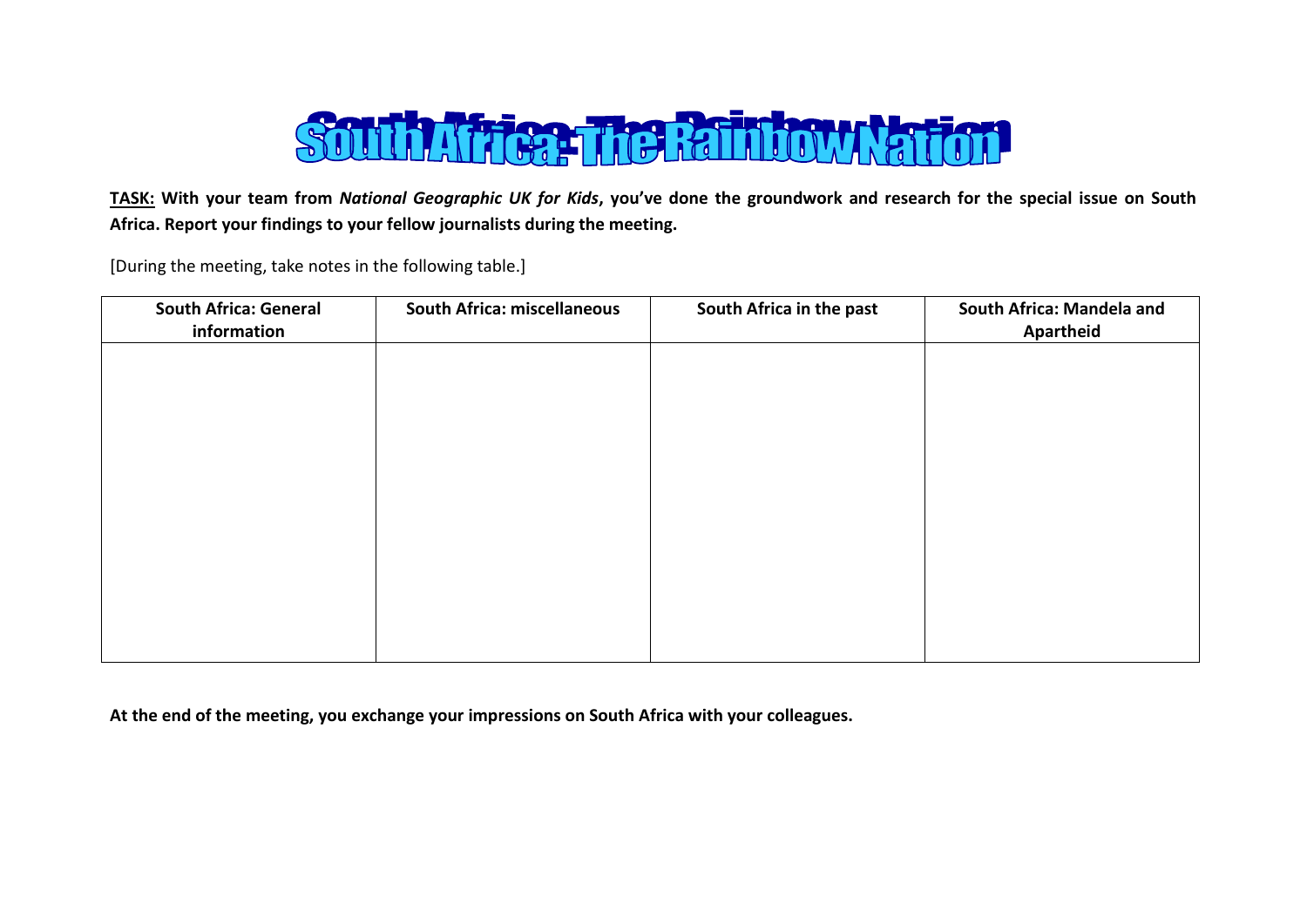# South Africa: The Rainbow Nation

**<u>TASK:</u> With your team from *National Geographic UK for Kids*, you've done the groundwork and research for the special issue on South Africa. Report your findings to your fellow journalists during the meeting.**

[During the meeting, take notes in the following table.]

| South Africa: General information | South Africa: miscellaneous | South Africa in the past | South Africa: Mandela and Apartheid |
|---|---|---|---|
| | | | |

**At the end of the meeting, you exchange your impressions on South Africa with your colleagues.**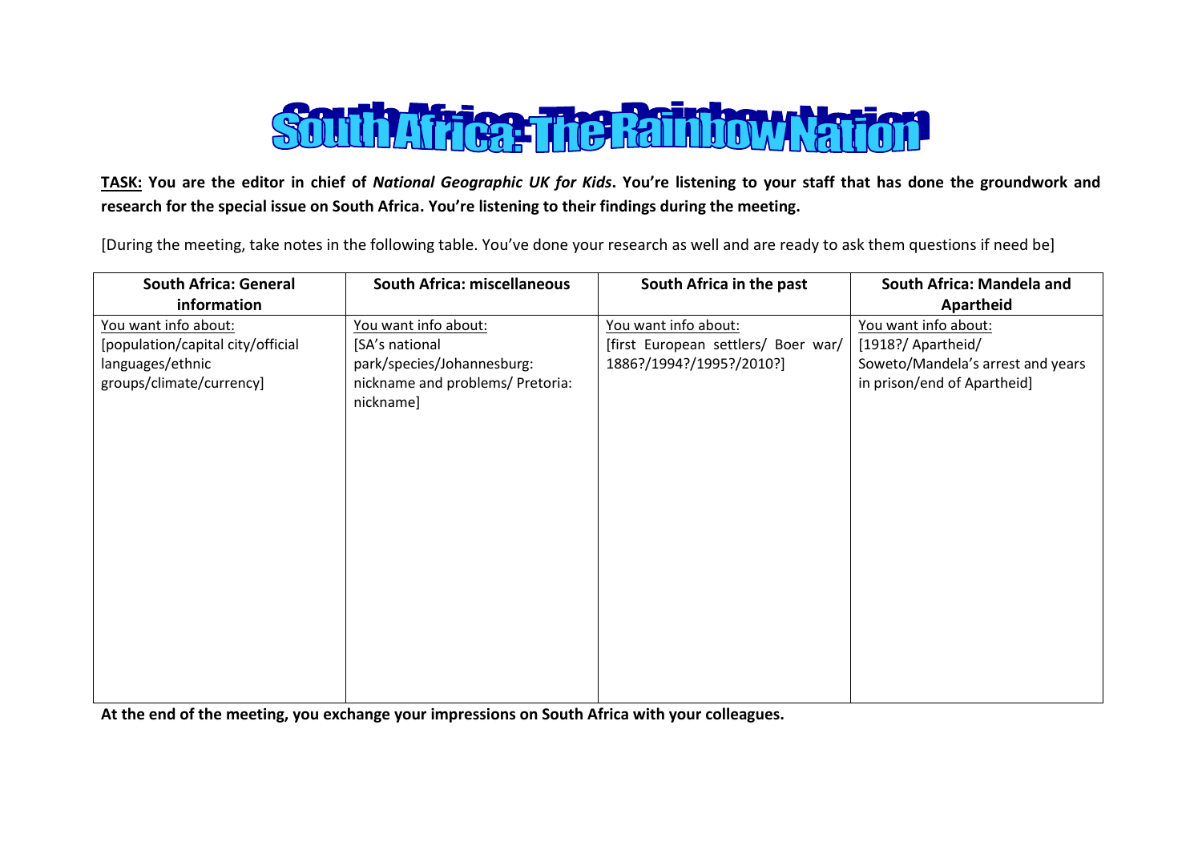# South Africa: The Rainbow Nation

**<u>TASK:</u> You are the editor in chief of *National Geographic UK for Kids*. You're listening to your staff that has done the groundwork and research for the special issue on South Africa. You're listening to their findings during the meeting.**

[During the meeting, take notes in the following table. You've done your research as well and are ready to ask them questions if need be]

| South Africa: General information | South Africa: miscellaneous | South Africa in the past | South Africa: Mandela and Apartheid |
|---|---|---|---|
| <u>You want info about:</u><br>[population/capital city/official languages/ethnic groups/climate/currency] | <u>You want info about:</u><br>[SA's national park/species/Johannesburg: nickname and problems/ Pretoria: nickname] | <u>You want info about:</u><br>[first European settlers/ Boer war/ 1886?/1994?/1995?/2010?] | <u>You want info about:</u><br>[1918?/ Apartheid/ Soweto/Mandela's arrest and years in prison/end of Apartheid] |

**At the end of the meeting, you exchange your impressions on South Africa with your colleagues.**